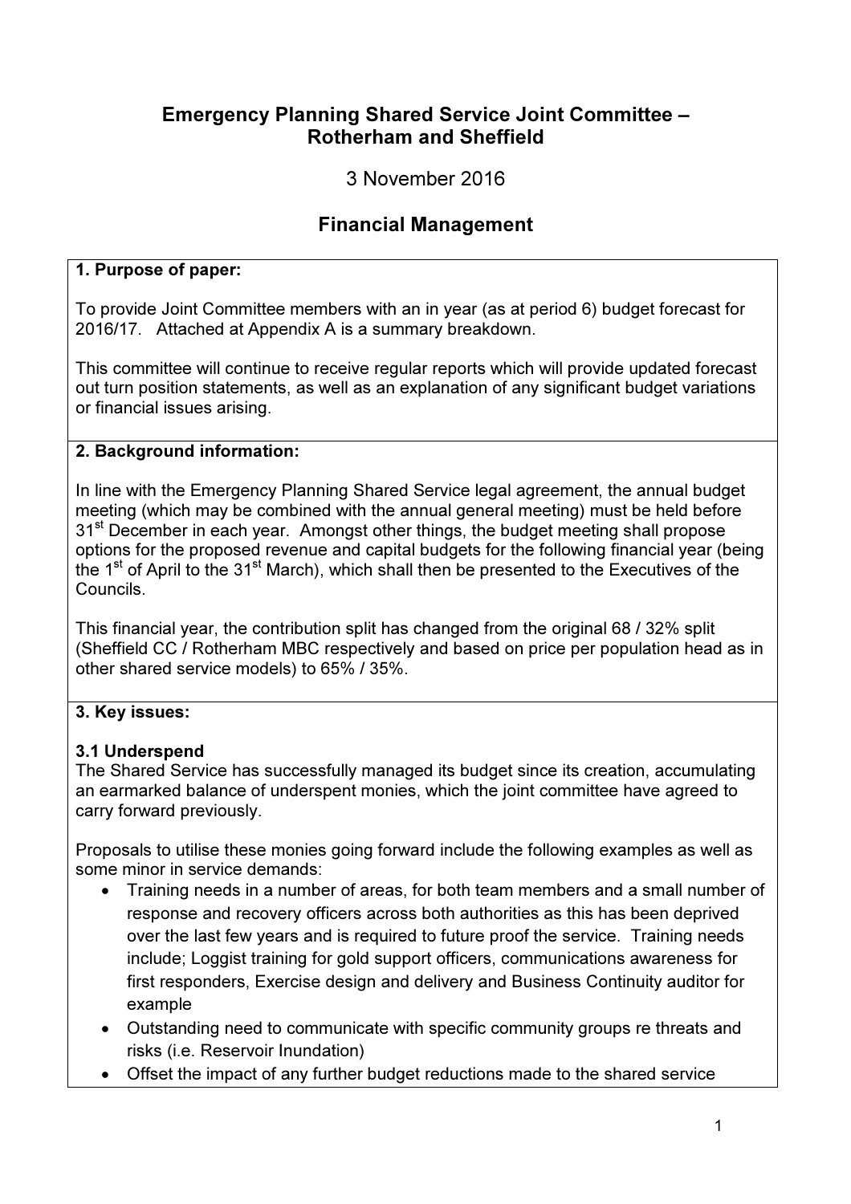# Emergency Planning Shared Service Joint Committee – Rotherham and Sheffield

3 November 2016

## Financial Management

### 1. Purpose of paper:

To provide Joint Committee members with an in year (as at period 6) budget forecast for 2016/17. Attached at Appendix A is a summary breakdown.

This committee will continue to receive regular reports which will provide updated forecast out turn position statements, as well as an explanation of any significant budget variations or financial issues arising.

### 2. Background information:

In line with the Emergency Planning Shared Service legal agreement, the annual budget meeting (which may be combined with the annual general meeting) must be held before 31st December in each year. Amongst other things, the budget meeting shall propose options for the proposed revenue and capital budgets for the following financial year (being the 1st of April to the 31st March), which shall then be presented to the Executives of the Councils.

This financial year, the contribution split has changed from the original 68 / 32% split (Sheffield CC / Rotherham MBC respectively and based on price per population head as in other shared service models) to 65% / 35%.

### 3. Key issues:

**3.1 Underspend**

The Shared Service has successfully managed its budget since its creation, accumulating an earmarked balance of underspent monies, which the joint committee have agreed to carry forward previously.

Proposals to utilise these monies going forward include the following examples as well as some minor in service demands:

- Training needs in a number of areas, for both team members and a small number of response and recovery officers across both authorities as this has been deprived over the last few years and is required to future proof the service. Training needs include; Loggist training for gold support officers, communications awareness for first responders, Exercise design and delivery and Business Continuity auditor for example
- Outstanding need to communicate with specific community groups re threats and risks (i.e. Reservoir Inundation)
- Offset the impact of any further budget reductions made to the shared service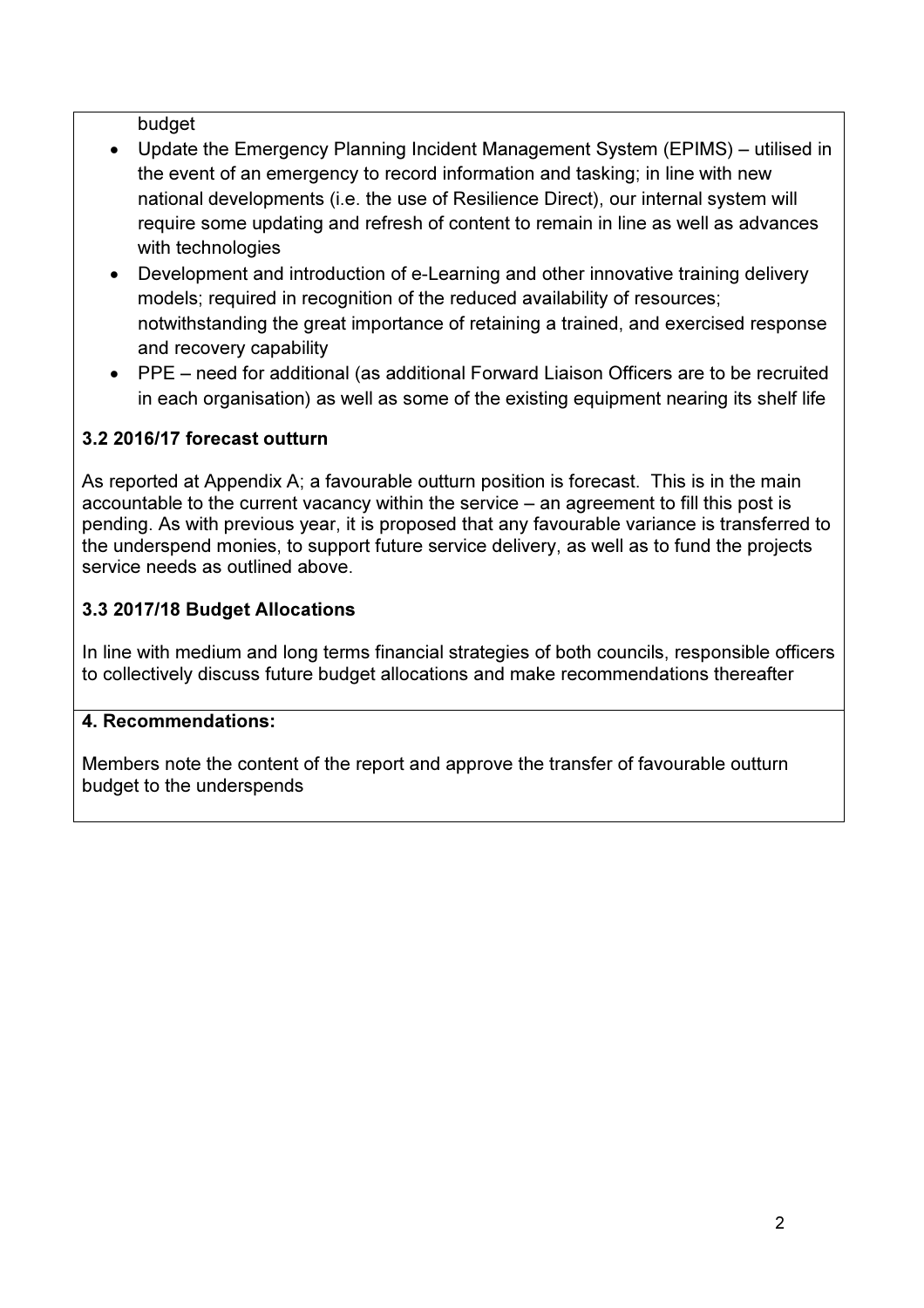budget

- Update the Emergency Planning Incident Management System (EPIMS) – utilised in the event of an emergency to record information and tasking; in line with new national developments (i.e. the use of Resilience Direct), our internal system will require some updating and refresh of content to remain in line as well as advances with technologies
- Development and introduction of e-Learning and other innovative training delivery models; required in recognition of the reduced availability of resources; notwithstanding the great importance of retaining a trained, and exercised response and recovery capability
- PPE – need for additional (as additional Forward Liaison Officers are to be recruited in each organisation) as well as some of the existing equipment nearing its shelf life

**3.2 2016/17 forecast outturn**

As reported at Appendix A; a favourable outturn position is forecast. This is in the main accountable to the current vacancy within the service – an agreement to fill this post is pending. As with previous year, it is proposed that any favourable variance is transferred to the underspend monies, to support future service delivery, as well as to fund the projects service needs as outlined above.

**3.3 2017/18 Budget Allocations**

In line with medium and long terms financial strategies of both councils, responsible officers to collectively discuss future budget allocations and make recommendations thereafter

**4. Recommendations:**

Members note the content of the report and approve the transfer of favourable outturn budget to the underspends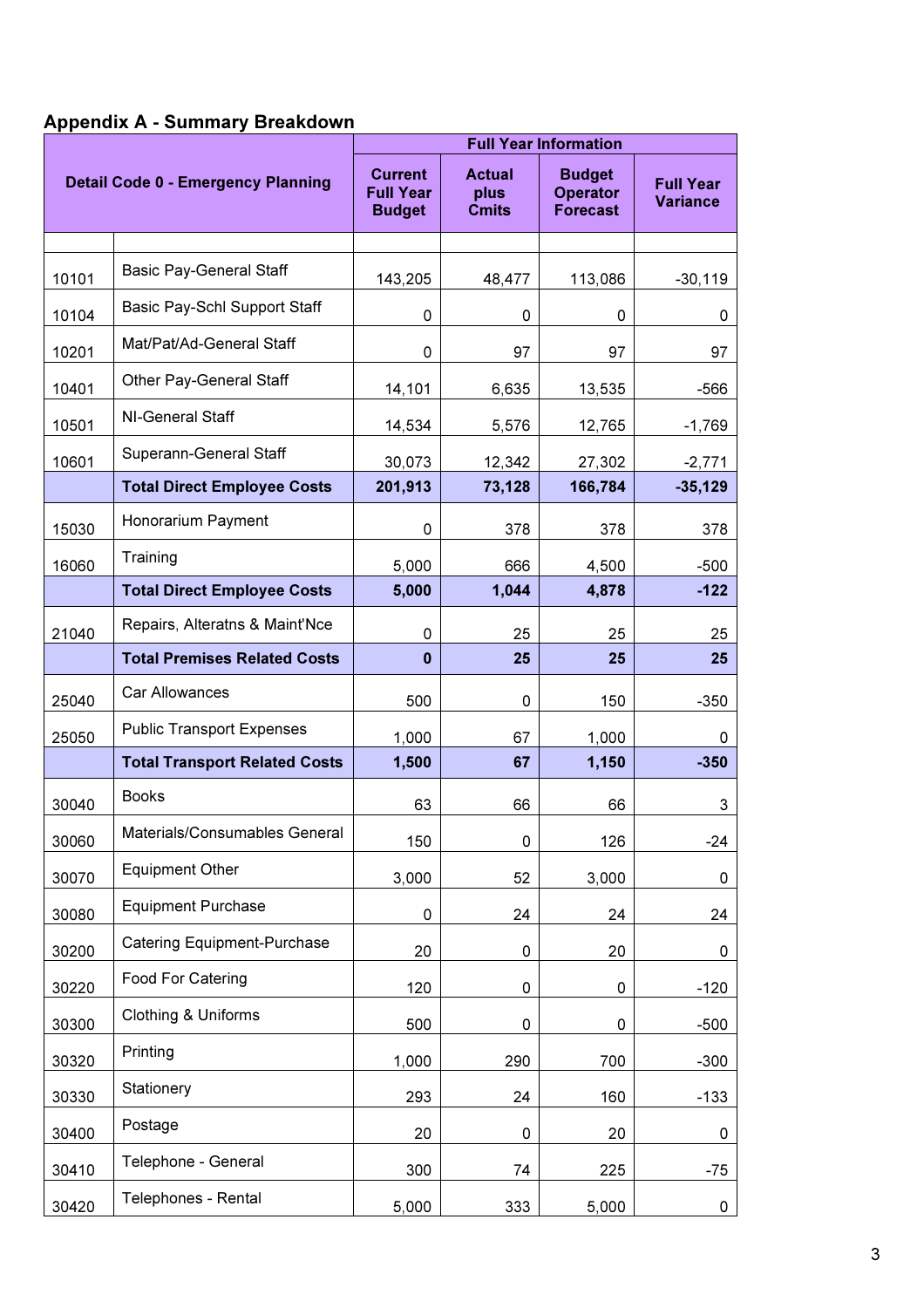## Appendix A - Summary Breakdown

| Detail Code 0 - Emergency Planning | | Full Year Information | | | |
|---|---|---|---|---|---|
| | | Current Full Year Budget | Actual plus Cmits | Budget Operator Forecast | Full Year Variance |
| | | | | | |
| 10101 | Basic Pay-General Staff | 143,205 | 48,477 | 113,086 | -30,119 |
| 10104 | Basic Pay-Schl Support Staff | 0 | 0 | 0 | 0 |
| 10201 | Mat/Pat/Ad-General Staff | 0 | 97 | 97 | 97 |
| 10401 | Other Pay-General Staff | 14,101 | 6,635 | 13,535 | -566 |
| 10501 | NI-General Staff | 14,534 | 5,576 | 12,765 | -1,769 |
| 10601 | Superann-General Staff | 30,073 | 12,342 | 27,302 | -2,771 |
| | **Total Direct Employee Costs** | **201,913** | **73,128** | **166,784** | **-35,129** |
| 15030 | Honorarium Payment | 0 | 378 | 378 | 378 |
| 16060 | Training | 5,000 | 666 | 4,500 | -500 |
| | **Total Direct Employee Costs** | **5,000** | **1,044** | **4,878** | **-122** |
| 21040 | Repairs, Alteratns & Maint'Nce | 0 | 25 | 25 | 25 |
| | **Total Premises Related Costs** | **0** | **25** | **25** | **25** |
| 25040 | Car Allowances | 500 | 0 | 150 | -350 |
| 25050 | Public Transport Expenses | 1,000 | 67 | 1,000 | 0 |
| | **Total Transport Related Costs** | **1,500** | **67** | **1,150** | **-350** |
| 30040 | Books | 63 | 66 | 66 | 3 |
| 30060 | Materials/Consumables General | 150 | 0 | 126 | -24 |
| 30070 | Equipment Other | 3,000 | 52 | 3,000 | 0 |
| 30080 | Equipment Purchase | 0 | 24 | 24 | 24 |
| 30200 | Catering Equipment-Purchase | 20 | 0 | 20 | 0 |
| 30220 | Food For Catering | 120 | 0 | 0 | -120 |
| 30300 | Clothing & Uniforms | 500 | 0 | 0 | -500 |
| 30320 | Printing | 1,000 | 290 | 700 | -300 |
| 30330 | Stationery | 293 | 24 | 160 | -133 |
| 30400 | Postage | 20 | 0 | 20 | 0 |
| 30410 | Telephone - General | 300 | 74 | 225 | -75 |
| 30420 | Telephones - Rental | 5,000 | 333 | 5,000 | 0 |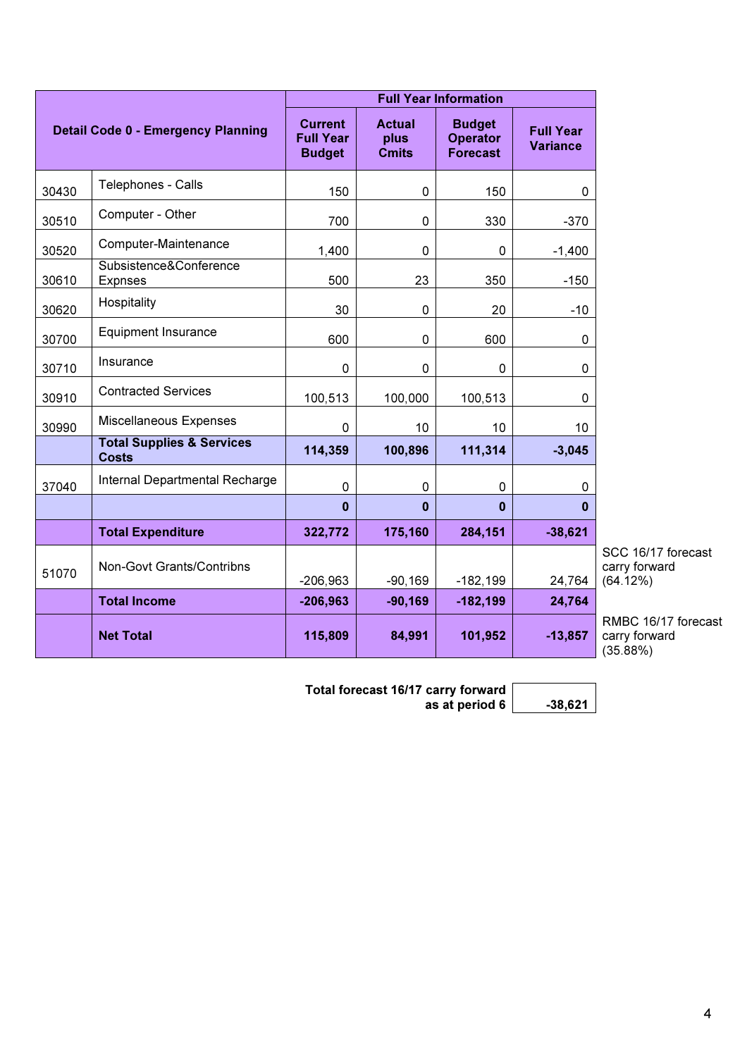| Detail Code 0 - Emergency Planning | | Full Year Information | | | | |
|---|---|---|---|---|---|---|
| | | Current Full Year Budget | Actual plus Cmits | Budget Operator Forecast | Full Year Variance | |
| 30430 | Telephones - Calls | 150 | 0 | 150 | 0 | |
| 30510 | Computer - Other | 700 | 0 | 330 | -370 | |
| 30520 | Computer-Maintenance | 1,400 | 0 | 0 | -1,400 | |
| 30610 | Subsistence&Conference Expnses | 500 | 23 | 350 | -150 | |
| 30620 | Hospitality | 30 | 0 | 20 | -10 | |
| 30700 | Equipment Insurance | 600 | 0 | 600 | 0 | |
| 30710 | Insurance | 0 | 0 | 0 | 0 | |
| 30910 | Contracted Services | 100,513 | 100,000 | 100,513 | 0 | |
| 30990 | Miscellaneous Expenses | 0 | 10 | 10 | 10 | |
| | **Total Supplies & Services Costs** | **114,359** | **100,896** | **111,314** | **-3,045** | |
| 37040 | Internal Departmental Recharge | 0 | 0 | 0 | 0 | |
| | | **0** | **0** | **0** | **0** | |
| | **Total Expenditure** | **322,772** | **175,160** | **284,151** | **-38,621** | |
| 51070 | Non-Govt Grants/Contribns | -206,963 | -90,169 | -182,199 | 24,764 | SCC 16/17 forecast carry forward (64.12%) |
| | **Total Income** | **-206,963** | **-90,169** | **-182,199** | **24,764** | |
| | **Net Total** | **115,809** | **84,991** | **101,952** | **-13,857** | RMBC 16/17 forecast carry forward (35.88%) |

| | |
|---|---|
| **Total forecast 16/17 carry forward as at period 6** | **-38,621** |